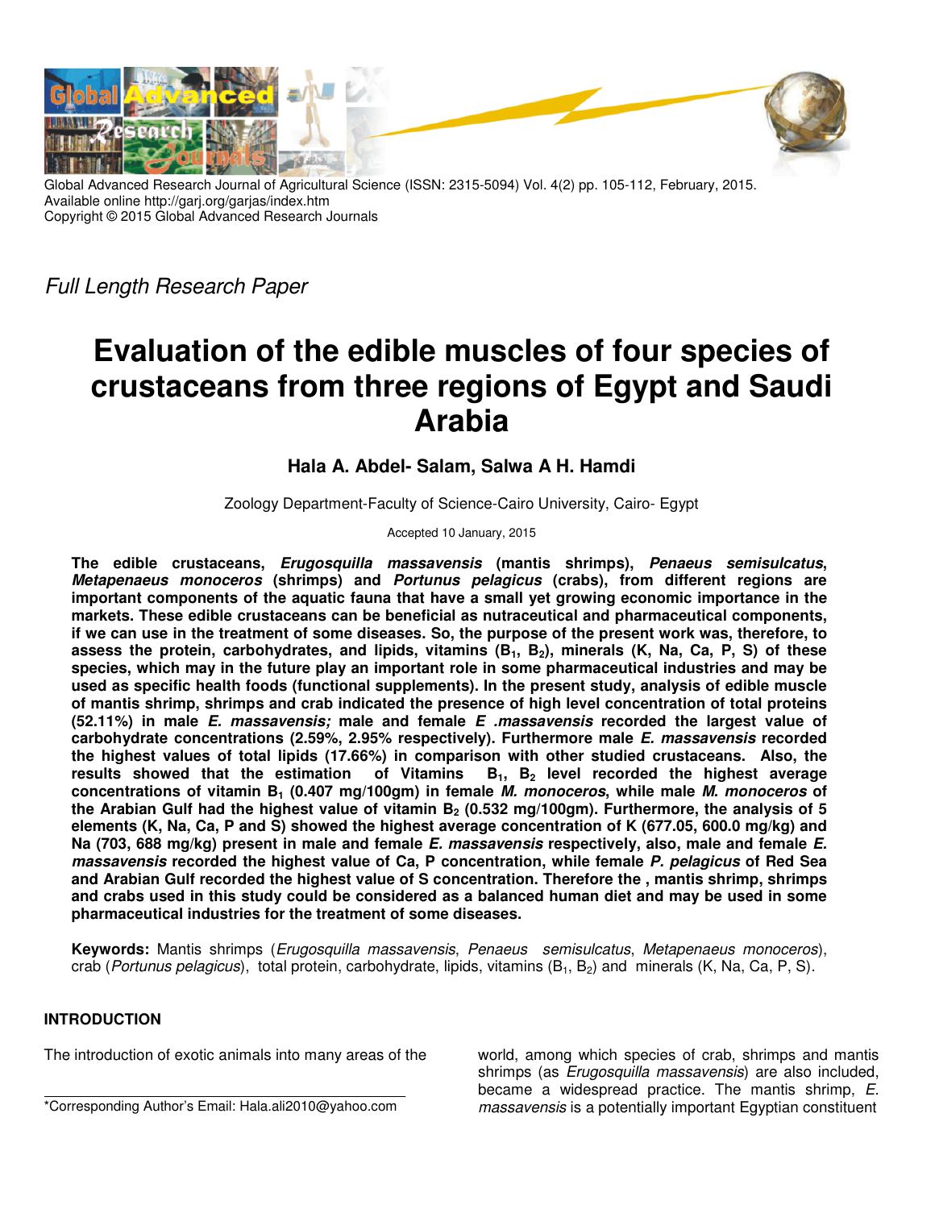Global Advanced Research Journal of Agricultural Science (ISSN: 2315-5094) Vol. 4(2) pp. 105-112, February, 2015.
Available online http://garj.org/garjas/index.htm
Copyright © 2015 Global Advanced Research Journals

*Full Length Research Paper*

# Evaluation of the edible muscles of four species of crustaceans from three regions of Egypt and Saudi Arabia

**Hala A. Abdel- Salam, Salwa A H. Hamdi**

Zoology Department-Faculty of Science-Cairo University, Cairo- Egypt

Accepted 10 January, 2015

**The edible crustaceans, *Erugosquilla massavensis* (mantis shrimps), *Penaeus semisulcatus*, *Metapenaeus monoceros* (shrimps) and *Portunus pelagicus* (crabs), from different regions are important components of the aquatic fauna that have a small yet growing economic importance in the markets. These edible crustaceans can be beneficial as nutraceutical and pharmaceutical components, if we can use in the treatment of some diseases. So, the purpose of the present work was, therefore, to assess the protein, carbohydrates, and lipids, vitamins ($B_1$, $B_2$), minerals (K, Na, Ca, P, S) of these species, which may in the future play an important role in some pharmaceutical industries and may be used as specific health foods (functional supplements). In the present study, analysis of edible muscle of mantis shrimp, shrimps and crab indicated the presence of high level concentration of total proteins (52.11%) in male *E. massavensis;* male and female *E .massavensis* recorded the largest value of carbohydrate concentrations (2.59%, 2.95% respectively). Furthermore male *E. massavensis* recorded the highest values of total lipids (17.66%) in comparison with other studied crustaceans. Also, the results showed that the estimation of Vitamins $B_1$, $B_2$ level recorded the highest average concentrations of vitamin $B_1$ (0.407 mg/100gm) in female *M. monoceros*, while male *M. monoceros* of the Arabian Gulf had the highest value of vitamin $B_2$ (0.532 mg/100gm). Furthermore, the analysis of 5 elements (K, Na, Ca, P and S) showed the highest average concentration of K (677.05, 600.0 mg/kg) and Na (703, 688 mg/kg) present in male and female *E. massavensis* respectively, also, male and female *E. massavensis* recorded the highest value of Ca, P concentration, while female *P. pelagicus* of Red Sea and Arabian Gulf recorded the highest value of S concentration. Therefore the , mantis shrimp, shrimps and crabs used in this study could be considered as a balanced human diet and may be used in some pharmaceutical industries for the treatment of some diseases.**

**Keywords:** Mantis shrimps (*Erugosquilla massavensis*, *Penaeus semisulcatus*, *Metapenaeus monoceros*), crab (*Portunus pelagicus*), total protein, carbohydrate, lipids, vitamins ($B_1$, $B_2$) and minerals (K, Na, Ca, P, S).

## INTRODUCTION

The introduction of exotic animals into many areas of the world, among which species of crab, shrimps and mantis shrimps (as *Erugosquilla massavensis*) are also included, became a widespread practice. The mantis shrimp, *E. massavensis* is a potentially important Egyptian constituent

*Corresponding Author's Email: Hala.ali2010@yahoo.com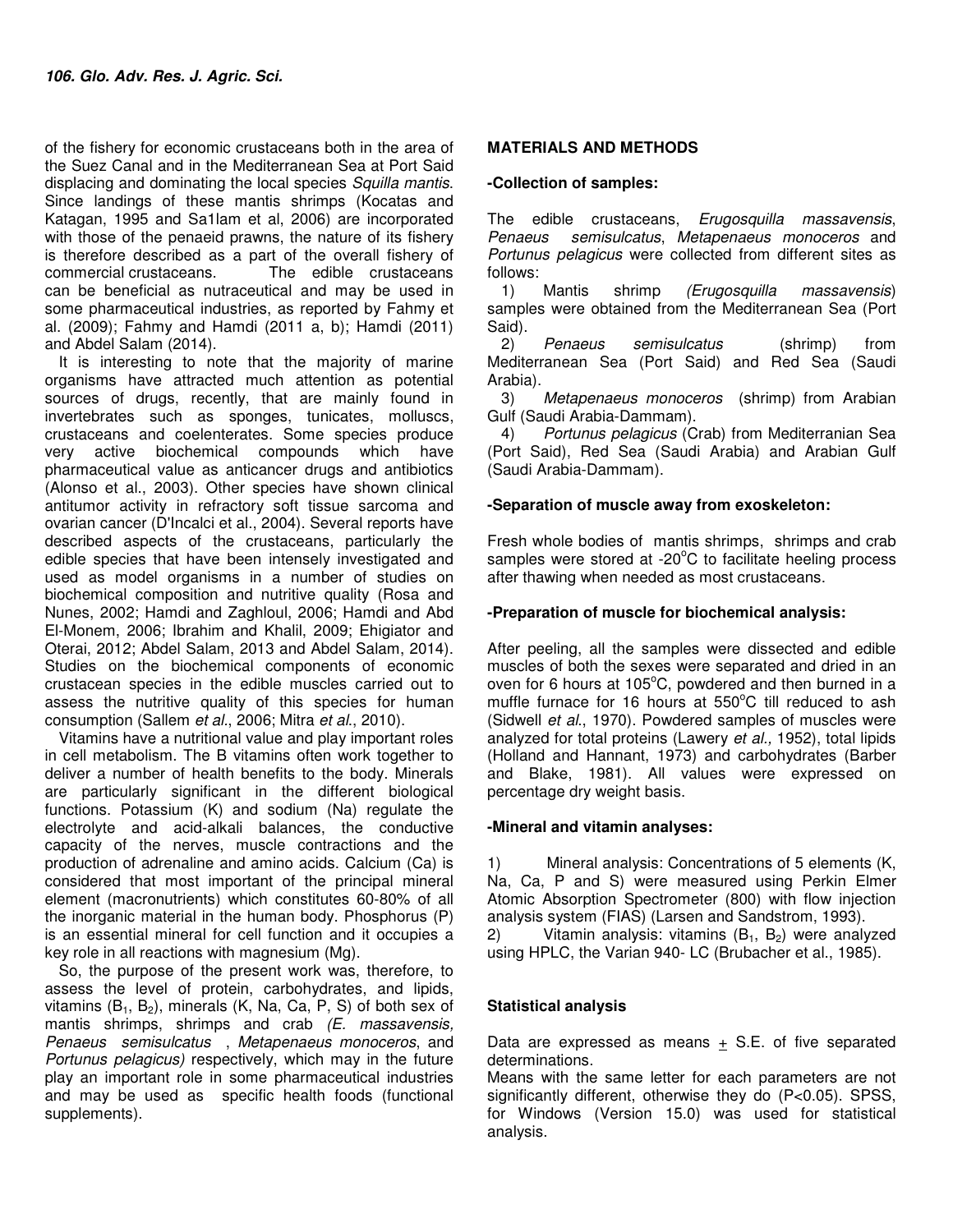of the fishery for economic crustaceans both in the area of the Suez Canal and in the Mediterranean Sea at Port Said displacing and dominating the local species *Squilla mantis.* Since landings of these mantis shrimps (Kocatas and Katagan, 1995 and Sa1lam et al, 2006) are incorporated with those of the penaeid prawns, the nature of its fishery is therefore described as a part of the overall fishery of commercial crustaceans. The edible crustaceans can be beneficial as nutraceutical and may be used in some pharmaceutical industries, as reported by Fahmy et al. (2009); Fahmy and Hamdi (2011 a, b); Hamdi (2011) and Abdel Salam (2014).

It is interesting to note that the majority of marine organisms have attracted much attention as potential sources of drugs, recently, that are mainly found in invertebrates such as sponges, tunicates, molluscs, crustaceans and coelenterates. Some species produce very active biochemical compounds which have pharmaceutical value as anticancer drugs and antibiotics (Alonso et al., 2003). Other species have shown clinical antitumor activity in refractory soft tissue sarcoma and ovarian cancer (D'Incalci et al., 2004). Several reports have described aspects of the crustaceans, particularly the edible species that have been intensely investigated and used as model organisms in a number of studies on biochemical composition and nutritive quality (Rosa and Nunes, 2002; Hamdi and Zaghloul, 2006; Hamdi and Abd El-Monem, 2006; Ibrahim and Khalil, 2009; Ehigiator and Oterai, 2012; Abdel Salam, 2013 and Abdel Salam, 2014). Studies on the biochemical components of economic crustacean species in the edible muscles carried out to assess the nutritive quality of this species for human consumption (Sallem *et al*., 2006; Mitra *et al*., 2010).

Vitamins have a nutritional value and play important roles in cell metabolism. The B vitamins often work together to deliver a number of health benefits to the body. Minerals are particularly significant in the different biological functions. Potassium (K) and sodium (Na) regulate the electrolyte and acid-alkali balances, the conductive capacity of the nerves, muscle contractions and the production of adrenaline and amino acids. Calcium (Ca) is considered that most important of the principal mineral element (macronutrients) which constitutes 60-80% of all the inorganic material in the human body. Phosphorus (P) is an essential mineral for cell function and it occupies a key role in all reactions with magnesium (Mg).

So, the purpose of the present work was, therefore, to assess the level of protein, carbohydrates, and lipids, vitamins ($B_1$, $B_2$), minerals (K, Na, Ca, P, S) of both sex of mantis shrimps, shrimps and crab *(E. massavensis, Penaeus semisulcatus* , *Metapenaeus monoceros*, and *Portunus pelagicus)* respectively, which may in the future play an important role in some pharmaceutical industries and may be used as specific health foods (functional supplements).

## MATERIALS AND METHODS

### -Collection of samples:

The edible crustaceans, *Erugosquilla massavensis*, *Penaeus semisulcatus*, *Metapenaeus monoceros* and *Portunus pelagicus* were collected from different sites as follows:

1) Mantis shrimp *(Erugosquilla massavensis)* samples were obtained from the Mediterranean Sea (Port Said).
2) *Penaeus semisulcatus* (shrimp) from Mediterranean Sea (Port Said) and Red Sea (Saudi Arabia).
3) *Metapenaeus monoceros* (shrimp) from Arabian Gulf (Saudi Arabia-Dammam).
4) *Portunus pelagicus* (Crab) from Mediterranian Sea (Port Said), Red Sea (Saudi Arabia) and Arabian Gulf (Saudi Arabia-Dammam).

### -Separation of muscle away from exoskeleton:

Fresh whole bodies of mantis shrimps, shrimps and crab samples were stored at -20°C to facilitate heeling process after thawing when needed as most crustaceans.

### -Preparation of muscle for biochemical analysis:

After peeling, all the samples were dissected and edible muscles of both the sexes were separated and dried in an oven for 6 hours at 105°C, powdered and then burned in a muffle furnace for 16 hours at 550°C till reduced to ash (Sidwell *et al*., 1970). Powdered samples of muscles were analyzed for total proteins (Lawery *et al.,* 1952), total lipids (Holland and Hannant, 1973) and carbohydrates (Barber and Blake, 1981). All values were expressed on percentage dry weight basis.

### -Mineral and vitamin analyses:

1) Mineral analysis: Concentrations of 5 elements (K, Na, Ca, P and S) were measured using Perkin Elmer Atomic Absorption Spectrometer (800) with flow injection analysis system (FIAS) (Larsen and Sandstrom, 1993).
2) Vitamin analysis: vitamins ($B_1$, $B_2$) were analyzed using HPLC, the Varian 940- LC (Brubacher et al., 1985).

### Statistical analysis

Data are expressed as means ± S.E. of five separated determinations.
Means with the same letter for each parameters are not significantly different, otherwise they do ($P<0.05$). SPSS, for Windows (Version 15.0) was used for statistical analysis.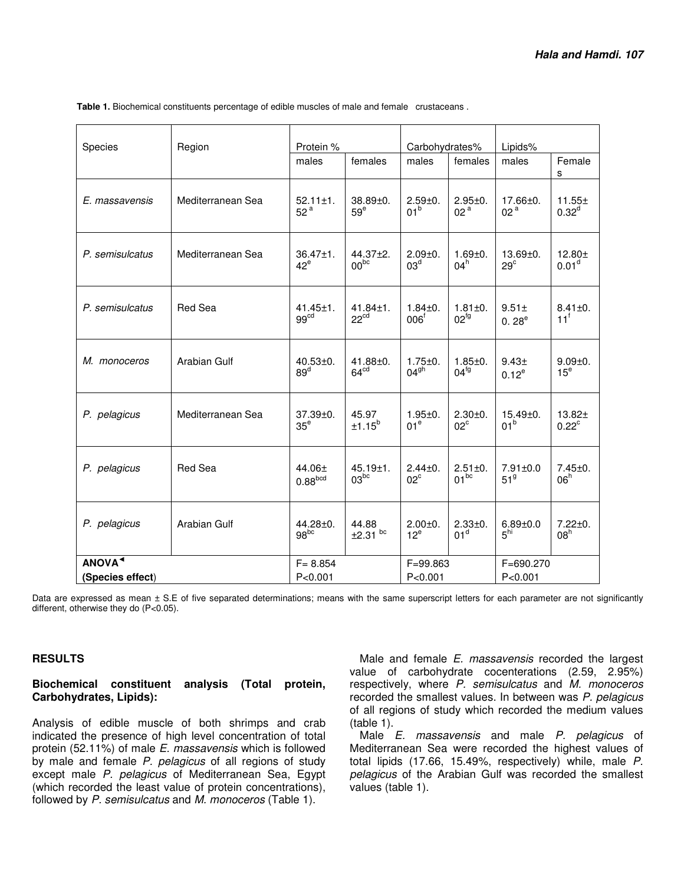**Table 1.** Biochemical constituents percentage of edible muscles of male and female crustaceans .

| Species | Region | Protein % | | Carbohydrates% | | Lipids% | |
|---|---|---|---|---|---|---|---|
| | | males | females | males | females | males | Females |
| *E. massavensis* | Mediterranean Sea | 52.11±1.52$^{a}$ | 38.89±0.59$^{e}$ | 2.59±0.01$^{b}$ | 2.95±0.02$^{a}$ | 17.66±0.02$^{a}$ | 11.55±0.32$^{d}$ |
| *P. semisulcatus* | Mediterranean Sea | 36.47±1.42$^{e}$ | 44.37±2.00$^{bc}$ | 2.09±0.03$^{d}$ | 1.69±0.04$^{h}$ | 13.69±0.29$^{c}$ | 12.80±0.01$^{d}$ |
| *P. semisulcatus* | Red Sea | 41.45±1.99$^{cd}$ | 41.84±1.22$^{cd}$ | 1.84±0.006$^{f}$ | 1.81±0.02$^{fg}$ | 9.51±0.28$^{e}$ | 8.41±0.11$^{f}$ |
| *M. monoceros* | Arabian Gulf | 40.53±0.89$^{d}$ | 41.88±0.64$^{cd}$ | 1.75±0.04$^{gh}$ | 1.85±0.04$^{fg}$ | 9.43±0.12$^{e}$ | 9.09±0.15$^{e}$ |
| *P. pelagicus* | Mediterranean Sea | 37.39±0.35$^{e}$ | 45.97±1.15$^{b}$ | 1.95±0.01$^{e}$ | 2.30±0.02$^{c}$ | 15.49±0.01$^{b}$ | 13.82±0.22$^{c}$ |
| *P. pelagicus* | Red Sea | 44.06±0.88$^{bcd}$ | 45.19±1.03$^{bc}$ | 2.44±0.02$^{c}$ | 2.51±0.01$^{bc}$ | 7.91±0.051$^{g}$ | 7.45±0.06$^{h}$ |
| *P. pelagicus* | Arabian Gulf | 44.28±0.98$^{bc}$ | 44.88±2.31$^{bc}$ | 2.00±0.12$^{e}$ | 2.33±0.01$^{d}$ | 6.89±0.05$^{hi}$ | 7.22±0.08$^{h}$ |
| **ANOVA** (**Species effect**) | | F= 8.854 P<0.001 | | F=99.863 P<0.001 | | F=690.270 P<0.001 | |

Data are expressed as mean ± S.E of five separated determinations; means with the same superscript letters for each parameter are not significantly different, otherwise they do (P<0.05).

## RESULTS

### Biochemical constituent analysis (Total protein, Carbohydrates, Lipids):

Analysis of edible muscle of both shrimps and crab indicated the presence of high level concentration of total protein (52.11%) of male *E. massavensis* which is followed by male and female *P. pelagicus* of all regions of study except male *P. pelagicus* of Mediterranean Sea, Egypt (which recorded the least value of protein concentrations), followed by *P. semisulcatus* and *M. monoceros* (Table 1).

Male and female *E. massavensis* recorded the largest value of carbohydrate cocenterations (2.59, 2.95%) respectively, where *P. semisulcatus* and *M. monoceros* recorded the smallest values. In between was *P. pelagicus* of all regions of study which recorded the medium values (table 1).

Male *E. massavensis* and male *P. pelagicus* of Mediterranean Sea were recorded the highest values of total lipids (17.66, 15.49%, respectively) while, male *P. pelagicus* of the Arabian Gulf was recorded the smallest values (table 1).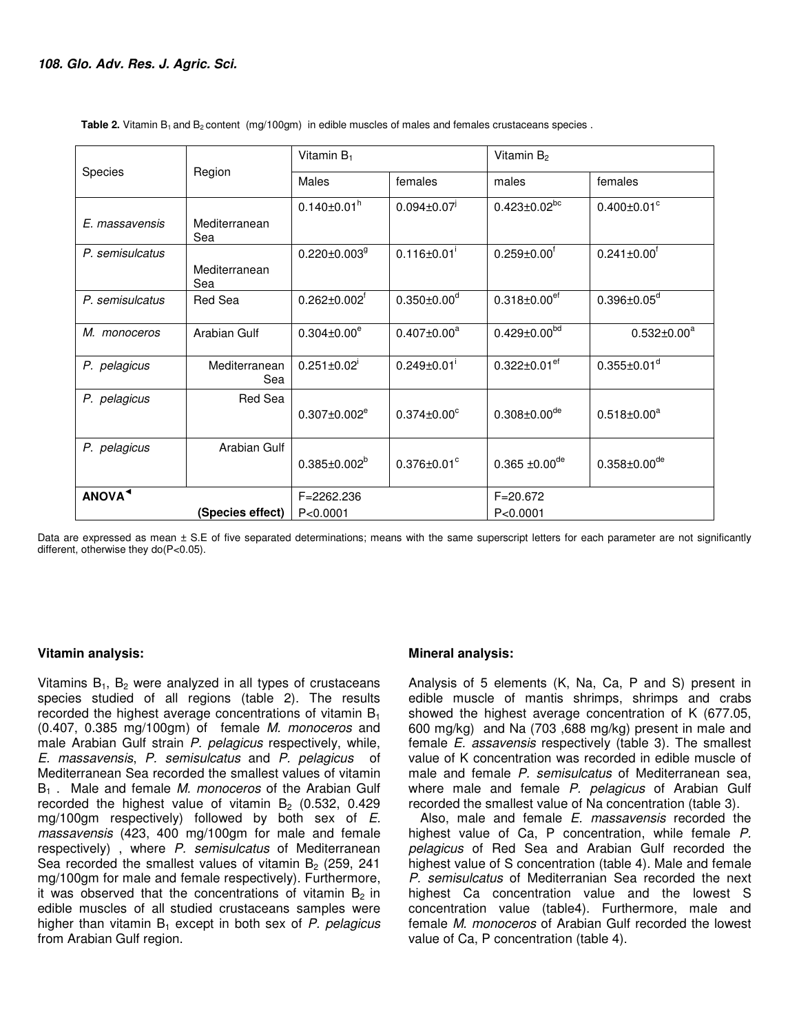**Table 2.** Vitamin $B_1$ and $B_2$ content (mg/100gm) in edible muscles of males and females crustaceans species .

| Species | Region | Vitamin $B_1$ | | Vitamin $B_2$ | |
|---|---|---|---|---|---|
| | | Males | females | males | females |
| *E. massavensis* | Mediterranean Sea | $0.140{\pm}0.01^{h}$ | $0.094{\pm}0.07^{j}$ | $0.423{\pm}0.02^{bc}$ | $0.400{\pm}0.01^{c}$ |
| *P. semisulcatus* | Mediterranean Sea | $0.220{\pm}0.003^{g}$ | $0.116{\pm}0.01^{i}$ | $0.259{\pm}0.00^{f}$ | $0.241{\pm}0.00^{f}$ |
| *P. semisulcatus* | Red Sea | $0.262{\pm}0.002^{f}$ | $0.350{\pm}0.00^{d}$ | $0.318{\pm}0.00^{ef}$ | $0.396{\pm}0.05^{d}$ |
| *M. monoceros* | Arabian Gulf | $0.304{\pm}0.00^{e}$ | $0.407{\pm}0.00^{a}$ | $0.429{\pm}0.00^{bd}$ | $0.532{\pm}0.00^{a}$ |
| *P. pelagicus* | Mediterranean Sea | $0.251{\pm}0.02^{i}$ | $0.249{\pm}0.01^{i}$ | $0.322{\pm}0.01^{ef}$ | $0.355{\pm}0.01^{d}$ |
| *P. pelagicus* | Red Sea | $0.307{\pm}0.002^{e}$ | $0.374{\pm}0.00^{c}$ | $0.308{\pm}0.00^{de}$ | $0.518{\pm}0.00^{a}$ |
| *P. pelagicus* | Arabian Gulf | $0.385{\pm}0.002^{b}$ | $0.376{\pm}0.01^{c}$ | $0.365\ {\pm}0.00^{de}$ | $0.358{\pm}0.00^{de}$ |
| **ANOVA◂** (Species effect) | | F=2262.236 P<0.0001 | | F=20.672 P<0.0001 | |

Data are expressed as mean ± S.E of five separated determinations; means with the same superscript letters for each parameter are not significantly different, otherwise they do($P<0.05$).

**Vitamin analysis:**

Vitamins $B_1$, $B_2$ were analyzed in all types of crustaceans species studied of all regions (table 2). The results recorded the highest average concentrations of vitamin $B_1$ (0.407, 0.385 mg/100gm) of female *M. monoceros* and male Arabian Gulf strain *P. pelagicus* respectively, while, *E. massavensis*, *P. semisulcatus* and *P. pelagicus* of Mediterranean Sea recorded the smallest values of vitamin $B_1$ . Male and female *M. monoceros* of the Arabian Gulf recorded the highest value of vitamin $B_2$ (0.532, 0.429 mg/100gm respectively) followed by both sex of *E. massavensis* (423, 400 mg/100gm for male and female respectively) , where *P. semisulcatus* of Mediterranean Sea recorded the smallest values of vitamin $B_2$ (259, 241 mg/100gm for male and female respectively). Furthermore, it was observed that the concentrations of vitamin $B_2$ in edible muscles of all studied crustaceans samples were higher than vitamin $B_1$ except in both sex of *P. pelagicus* from Arabian Gulf region.

**Mineral analysis:**

Analysis of 5 elements (K, Na, Ca, P and S) present in edible muscle of mantis shrimps, shrimps and crabs showed the highest average concentration of K (677.05, 600 mg/kg) and Na (703 ,688 mg/kg) present in male and female *E. assavensis* respectively (table 3). The smallest value of K concentration was recorded in edible muscle of male and female *P. semisulcatus* of Mediterranean sea, where male and female *P. pelagicus* of Arabian Gulf recorded the smallest value of Na concentration (table 3).

Also, male and female *E. massavensis* recorded the highest value of Ca, P concentration, while female *P. pelagicus* of Red Sea and Arabian Gulf recorded the highest value of S concentration (table 4). Male and female *P. semisulcatus* of Mediterranian Sea recorded the next highest Ca concentration value and the lowest S concentration value (table4). Furthermore, male and female *M. monoceros* of Arabian Gulf recorded the lowest value of Ca, P concentration (table 4).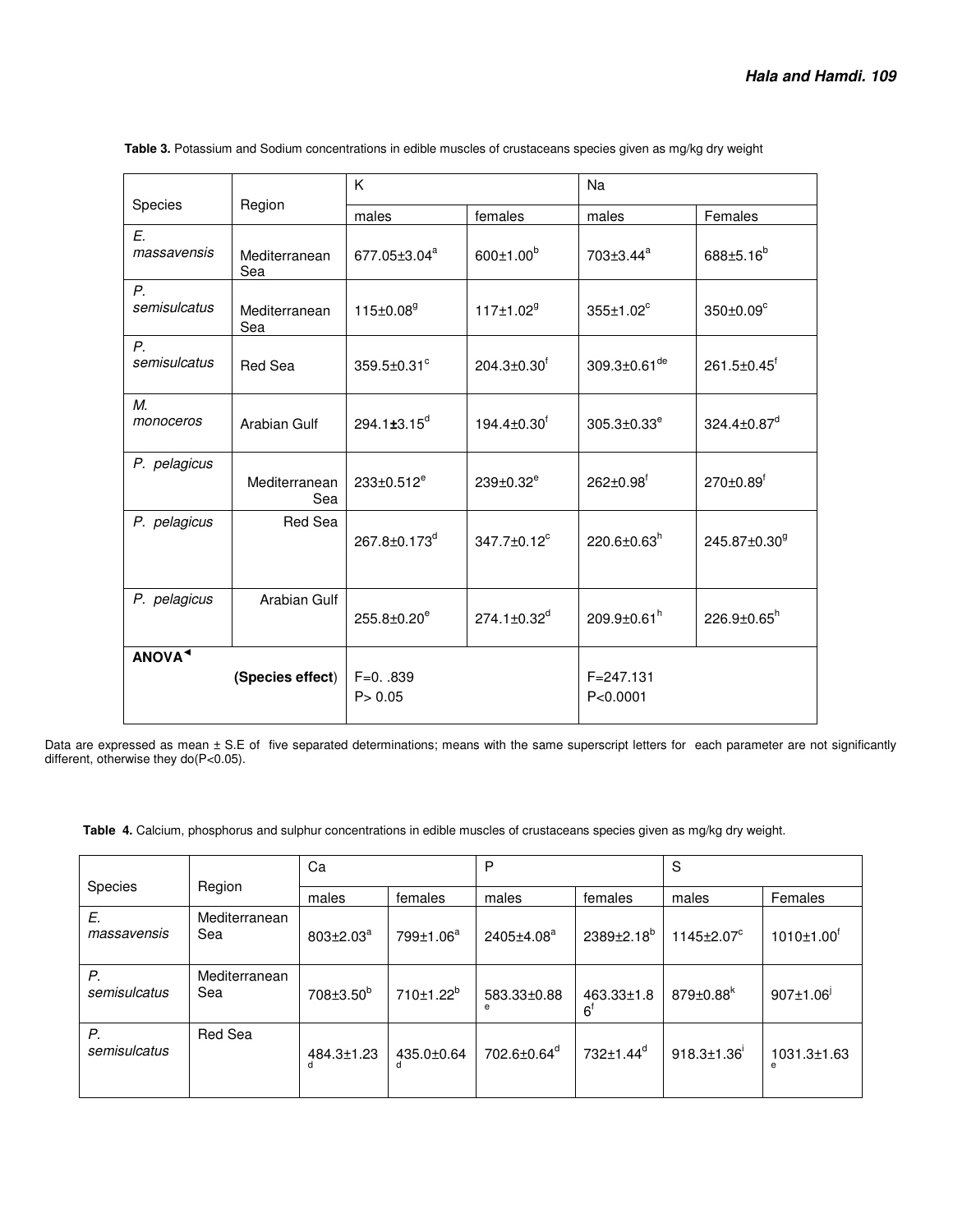**Table 3.** Potassium and Sodium concentrations in edible muscles of crustaceans species given as mg/kg dry weight

| Species | Region | K | | Na | |
|---|---|---|---|---|---|
| | | males | females | males | Females |
| *E. massavensis* | Mediterranean Sea | 677.05±3.04[a] | 600±1.00[b] | 703±3.44[a] | 688±5.16[b] |
| *P. semisulcatus* | Mediterranean Sea | 115±0.08[g] | 117±1.02[g] | 355±1.02[c] | 350±0.09[c] |
| *P. semisulcatus* | Red Sea | 359.5±0.31[c] | 204.3±0.30[f] | 309.3±0.61[de] | 261.5±0.45[f] |
| *M. monoceros* | Arabian Gulf | 294.1±3.15[d] | 194.4±0.30[f] | 305.3±0.33[e] | 324.4±0.87[d] |
| *P. pelagicus* | Mediterranean Sea | 233±0.512[e] | 239±0.32[e] | 262±0.98[f] | 270±0.89[f] |
| *P. pelagicus* | Red Sea | 267.8±0.173[d] | 347.7±0.12[c] | 220.6±0.63[h] | 245.87±0.30[g] |
| *P. pelagicus* | Arabian Gulf | 255.8±0.20[e] | 274.1±0.32[d] | 209.9±0.61[h] | 226.9±0.65[h] |
| **ANOVA◄** **(Species effect)** | | F=0. .839 P> 0.05 | | F=247.131 P<0.0001 | |

Data are expressed as mean ± S.E of five separated determinations; means with the same superscript letters for each parameter are not significantly different, otherwise they do(P<0.05).

**Table 4.** Calcium, phosphorus and sulphur concentrations in edible muscles of crustaceans species given as mg/kg dry weight.

| Species | Region | Ca | | P | | S | |
|---|---|---|---|---|---|---|---|
| | | males | females | males | females | males | Females |
| *E. massavensis* | Mediterranean Sea | 803±2.03[a] | 799±1.06[a] | 2405±4.08[a] | 2389±2.18[b] | 1145±2.07[c] | 1010±1.00[f] |
| *P. semisulcatus* | Mediterranean Sea | 708±3.50[b] | 710±1.22[b] | 583.33±0.88[e] | 463.33±1.86[f] | 879±0.88[k] | 907±1.06[j] |
| *P. semisulcatus* | Red Sea | 484.3±1.23[d] | 435.0±0.64[d] | 702.6±0.64[d] | 732±1.44[d] | 918.3±1.36[i] | 1031.3±1.63[e] |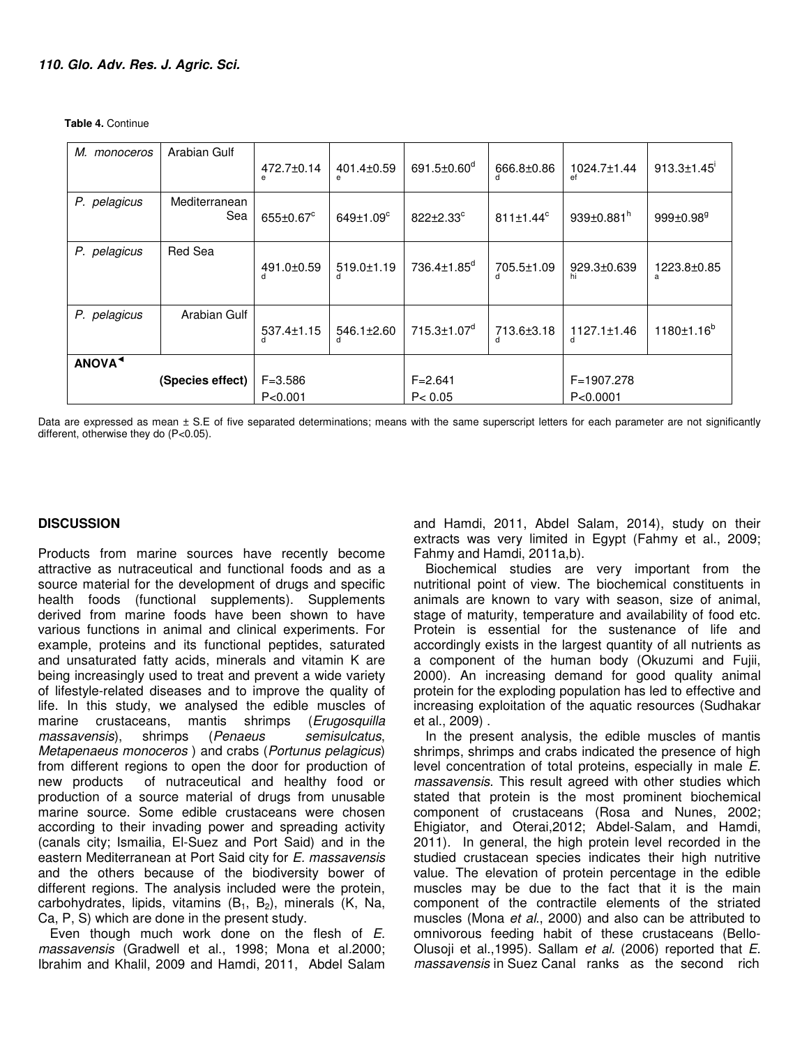**Table 4.** Continue

| | | | | | | | |
|---|---|---|---|---|---|---|---|
| *M. monoceros* | Arabian Gulf | 472.7±0.14[e] | 401.4±0.59[e] | 691.5±0.60[d] | 666.8±0.86[d] | 1024.7±1.44[ef] | 913.3±1.45[i] |
| *P. pelagicus* | Mediterranean Sea | 655±0.67[c] | 649±1.09[c] | 822±2.33[c] | 811±1.44[c] | 939±0.881[h] | 999±0.98[g] |
| *P. pelagicus* | Red Sea | 491.0±0.59[d] | 519.0±1.19[d] | 736.4±1.85[d] | 705.5±1.09[d] | 929.3±0.639[hi] | 1223.8±0.85[a] |
| *P. pelagicus* | Arabian Gulf | 537.4±1.15[d] | 546.1±2.60[d] | 715.3±1.07[d] | 713.6±3.18[d] | 1127.1±1.46[d] | 1180±1.16[b] |
| **ANOVA◄** (Species effect) | | F=3.586 P<0.001 | | F=2.641 P< 0.05 | | F=1907.278 P<0.0001 | |

Data are expressed as mean ± S.E of five separated determinations; means with the same superscript letters for each parameter are not significantly different, otherwise they do (P<0.05).

## DISCUSSION

Products from marine sources have recently become attractive as nutraceutical and functional foods and as a source material for the development of drugs and specific health foods (functional supplements). Supplements derived from marine foods have been shown to have various functions in animal and clinical experiments. For example, proteins and its functional peptides, saturated and unsaturated fatty acids, minerals and vitamin K are being increasingly used to treat and prevent a wide variety of lifestyle-related diseases and to improve the quality of life. In this study, we analysed the edible muscles of marine crustaceans, mantis shrimps (*Erugosquilla massavensis*), shrimps (*Penaeus semisulcatus*, *Metapenaeus monoceros* ) and crabs (*Portunus pelagicus*) from different regions to open the door for production of new products of nutraceutical and healthy food or production of a source material of drugs from unusable marine source. Some edible crustaceans were chosen according to their invading power and spreading activity (canals city; Ismailia, El-Suez and Port Said) and in the eastern Mediterranean at Port Said city for *E. massavensis* and the others because of the biodiversity bower of different regions. The analysis included were the protein, carbohydrates, lipids, vitamins ($B_1$, $B_2$), minerals (K, Na, Ca, P, S) which are done in the present study.

Even though much work done on the flesh of *E. massavensis* (Gradwell et al., 1998; Mona et al.2000; Ibrahim and Khalil, 2009 and Hamdi, 2011, Abdel Salam and Hamdi, 2011, Abdel Salam, 2014), study on their extracts was very limited in Egypt (Fahmy et al., 2009; Fahmy and Hamdi, 2011a,b).

Biochemical studies are very important from the nutritional point of view. The biochemical constituents in animals are known to vary with season, size of animal, stage of maturity, temperature and availability of food etc. Protein is essential for the sustenance of life and accordingly exists in the largest quantity of all nutrients as a component of the human body (Okuzumi and Fujii, 2000). An increasing demand for good quality animal protein for the exploding population has led to effective and increasing exploitation of the aquatic resources (Sudhakar et al., 2009) .

In the present analysis, the edible muscles of mantis shrimps, shrimps and crabs indicated the presence of high level concentration of total proteins, especially in male *E. massavensis*. This result agreed with other studies which stated that protein is the most prominent biochemical component of crustaceans (Rosa and Nunes, 2002; Ehigiator, and Oterai,2012; Abdel-Salam, and Hamdi, 2011). In general, the high protein level recorded in the studied crustacean species indicates their high nutritive value. The elevation of protein percentage in the edible muscles may be due to the fact that it is the main component of the contractile elements of the striated muscles (Mona *et al.*, 2000) and also can be attributed to omnivorous feeding habit of these crustaceans (Bello-Olusoji et al.,1995). Sallam *et al.* (2006) reported that *E. massavensis* in Suez Canal ranks as the second rich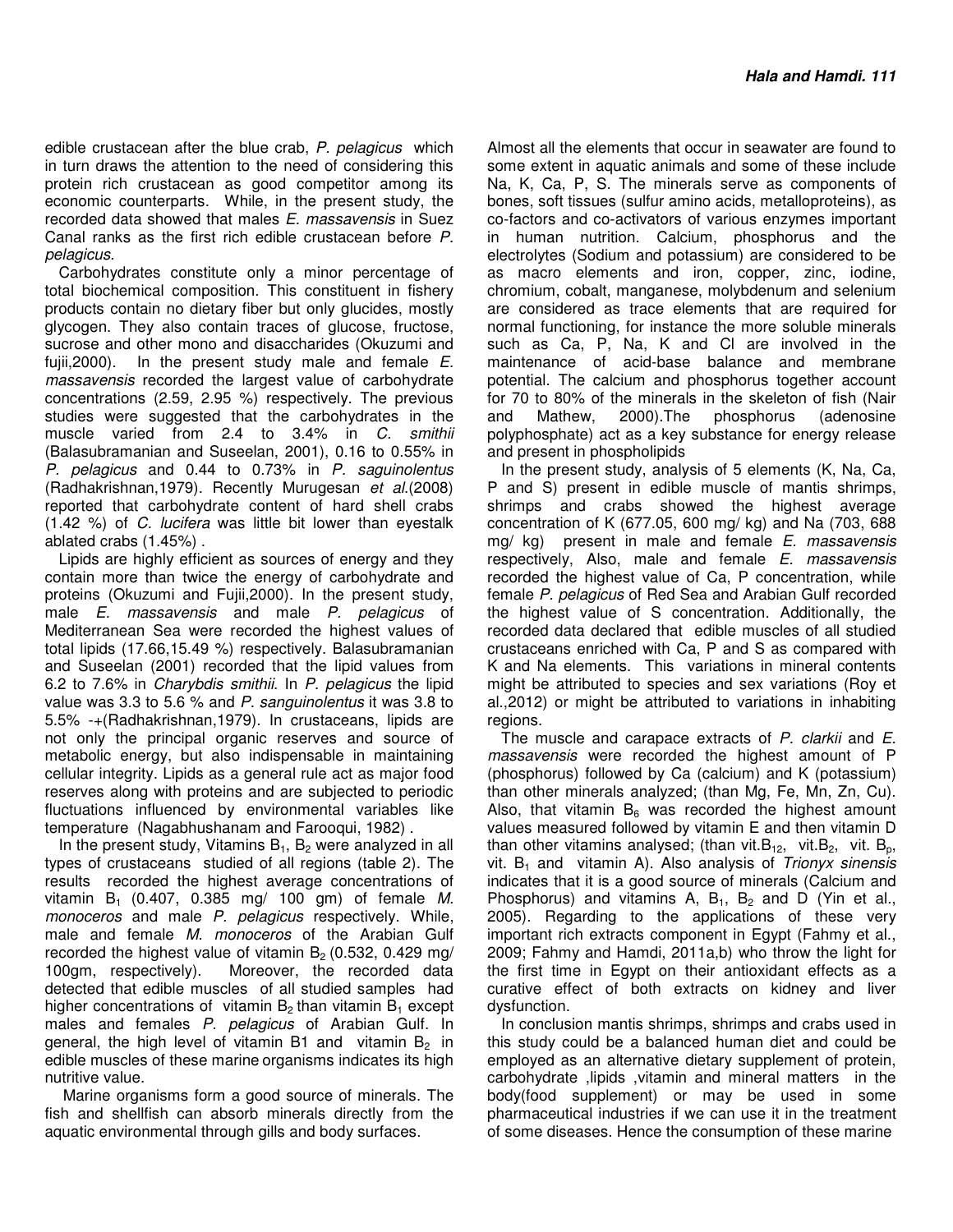edible crustacean after the blue crab, *P. pelagicus* which in turn draws the attention to the need of considering this protein rich crustacean as good competitor among its economic counterparts. While, in the present study, the recorded data showed that males *E. massavensis* in Suez Canal ranks as the first rich edible crustacean before *P. pelagicus*.

Carbohydrates constitute only a minor percentage of total biochemical composition. This constituent in fishery products contain no dietary fiber but only glucides, mostly glycogen. They also contain traces of glucose, fructose, sucrose and other mono and disaccharides (Okuzumi and fujii,2000). In the present study male and female *E. massavensis* recorded the largest value of carbohydrate concentrations (2.59, 2.95 %) respectively. The previous studies were suggested that the carbohydrates in the muscle varied from 2.4 to 3.4% in *C. smithii* (Balasubramanian and Suseelan, 2001), 0.16 to 0.55% in *P. pelagicus* and 0.44 to 0.73% in *P. saguinolentus* (Radhakrishnan,1979). Recently Murugesan *et al.*(2008) reported that carbohydrate content of hard shell crabs (1.42 %) of *C. lucifera* was little bit lower than eyestalk ablated crabs (1.45%) .

Lipids are highly efficient as sources of energy and they contain more than twice the energy of carbohydrate and proteins (Okuzumi and Fujii,2000). In the present study, male *E. massavensis* and male *P. pelagicus* of Mediterranean Sea were recorded the highest values of total lipids (17.66,15.49 %) respectively. Balasubramanian and Suseelan (2001) recorded that the lipid values from 6.2 to 7.6% in *Charybdis smithii*. In *P. pelagicus* the lipid value was 3.3 to 5.6 % and *P. sanguinolentus* it was 3.8 to 5.5% -+(Radhakrishnan,1979). In crustaceans, lipids are not only the principal organic reserves and source of metabolic energy, but also indispensable in maintaining cellular integrity. Lipids as a general rule act as major food reserves along with proteins and are subjected to periodic fluctuations influenced by environmental variables like temperature (Nagabhushanam and Farooqui, 1982) .

In the present study, Vitamins $B_1$, $B_2$ were analyzed in all types of crustaceans studied of all regions (table 2). The results recorded the highest average concentrations of vitamin $B_1$ (0.407, 0.385 mg/ 100 gm) of female *M. monoceros* and male *P. pelagicus* respectively. While, male and female *M. monoceros* of the Arabian Gulf recorded the highest value of vitamin $B_2$ (0.532, 0.429 mg/ 100gm, respectively). Moreover, the recorded data detected that edible muscles of all studied samples had higher concentrations of vitamin $B_2$ than vitamin $B_1$ except males and females *P. pelagicus* of Arabian Gulf. In general, the high level of vitamin B1 and vitamin $B_2$ in edible muscles of these marine organisms indicates its high nutritive value.

Marine organisms form a good source of minerals. The fish and shellfish can absorb minerals directly from the aquatic environmental through gills and body surfaces. Almost all the elements that occur in seawater are found to some extent in aquatic animals and some of these include Na, K, Ca, P, S. The minerals serve as components of bones, soft tissues (sulfur amino acids, metalloproteins), as co-factors and co-activators of various enzymes important in human nutrition. Calcium, phosphorus and the electrolytes (Sodium and potassium) are considered to be as macro elements and iron, copper, zinc, iodine, chromium, cobalt, manganese, molybdenum and selenium are considered as trace elements that are required for normal functioning, for instance the more soluble minerals such as Ca, P, Na, K and Cl are involved in the maintenance of acid-base balance and membrane potential. The calcium and phosphorus together account for 70 to 80% of the minerals in the skeleton of fish (Nair and Mathew, 2000).The phosphorus (adenosine polyphosphate) act as a key substance for energy release and present in phospholipids

In the present study, analysis of 5 elements (K, Na, Ca, P and S) present in edible muscle of mantis shrimps, shrimps and crabs showed the highest average concentration of K (677.05, 600 mg/ kg) and Na (703, 688 mg/ kg) present in male and female *E. massavensis* respectively, Also, male and female *E. massavensis* recorded the highest value of Ca, P concentration, while female *P. pelagicus* of Red Sea and Arabian Gulf recorded the highest value of S concentration. Additionally, the recorded data declared that edible muscles of all studied crustaceans enriched with Ca, P and S as compared with K and Na elements. This variations in mineral contents might be attributed to species and sex variations (Roy et al.,2012) or might be attributed to variations in inhabiting regions.

The muscle and carapace extracts of *P. clarkii* and *E. massavensis* were recorded the highest amount of P (phosphorus) followed by Ca (calcium) and K (potassium) than other minerals analyzed; (than Mg, Fe, Mn, Zn, Cu). Also, that vitamin $B_6$ was recorded the highest amount values measured followed by vitamin E and then vitamin D than other vitamins analysed; (than vit.$B_{12}$, vit.$B_2$, vit. $B_p$, vit. $B_1$ and vitamin A). Also analysis of *Trionyx sinensis* indicates that it is a good source of minerals (Calcium and Phosphorus) and vitamins A, $B_1$, $B_2$ and D (Yin et al., 2005). Regarding to the applications of these very important rich extracts component in Egypt (Fahmy et al., 2009; Fahmy and Hamdi, 2011a,b) who throw the light for the first time in Egypt on their antioxidant effects as a curative effect of both extracts on kidney and liver dysfunction.

In conclusion mantis shrimps, shrimps and crabs used in this study could be a balanced human diet and could be employed as an alternative dietary supplement of protein, carbohydrate ,lipids ,vitamin and mineral matters in the body(food supplement) or may be used in some pharmaceutical industries if we can use it in the treatment of some diseases. Hence the consumption of these marine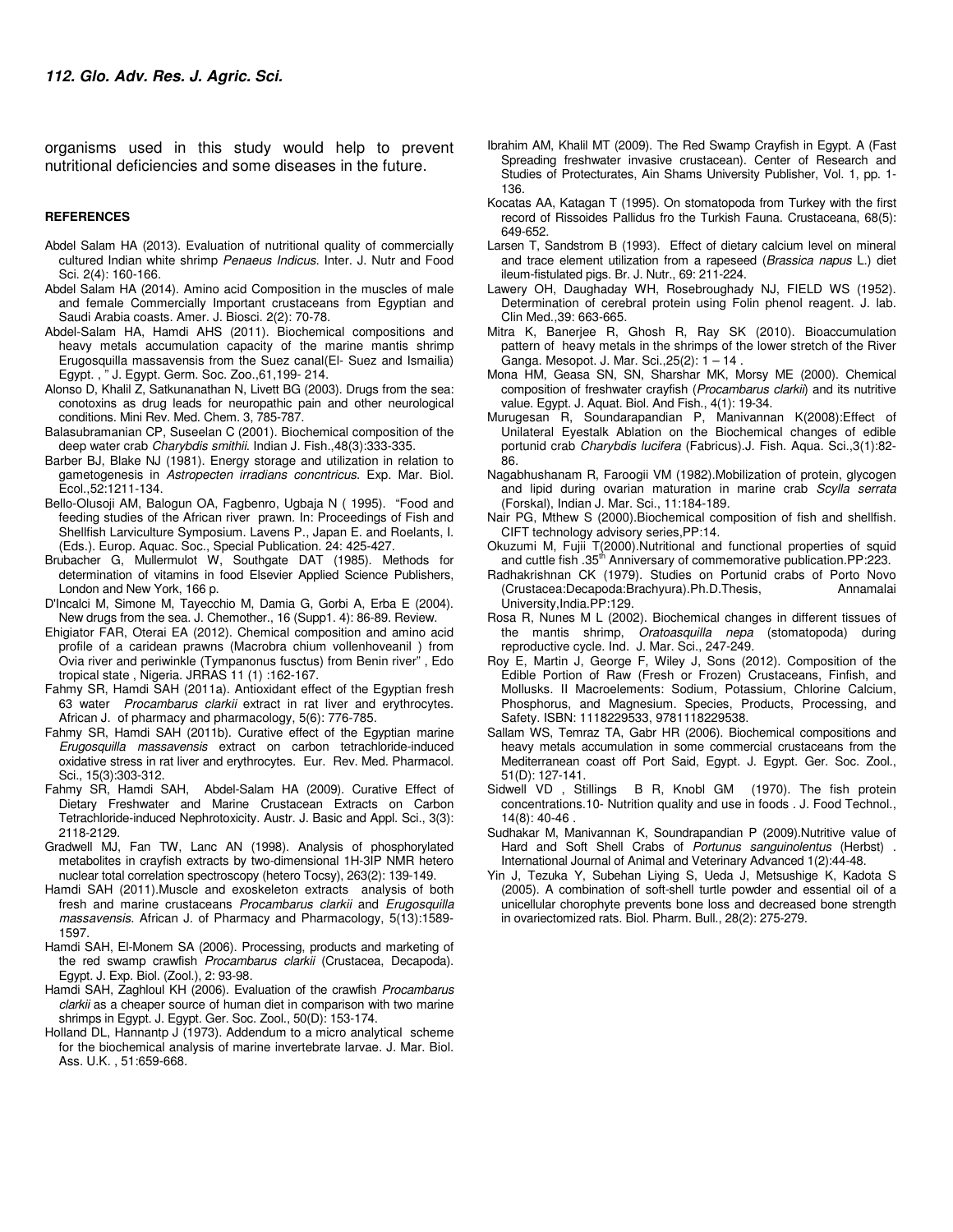organisms used in this study would help to prevent nutritional deficiencies and some diseases in the future.

**REFERENCES**

Abdel Salam HA (2013). Evaluation of nutritional quality of commercially cultured Indian white shrimp *Penaeus Indicus*. Inter. J. Nutr and Food Sci. 2(4): 160-166.

Abdel Salam HA (2014). Amino acid Composition in the muscles of male and female Commercially Important crustaceans from Egyptian and Saudi Arabia coasts. Amer. J. Biosci. 2(2): 70-78.

Abdel-Salam HA, Hamdi AHS (2011). Biochemical compositions and heavy metals accumulation capacity of the marine mantis shrimp Erugosquilla massavensis from the Suez canal(El- Suez and Ismailia) Egypt. , " J. Egypt. Germ. Soc. Zoo.,61,199- 214.

Alonso D, Khalil Z, Satkunanathan N, Livett BG (2003). Drugs from the sea: conotoxins as drug leads for neuropathic pain and other neurological conditions. Mini Rev. Med. Chem. 3, 785-787.

Balasubramanian CP, Suseelan C (2001). Biochemical composition of the deep water crab *Charybdis smithii*. Indian J. Fish.,48(3):333-335.

Barber BJ, Blake NJ (1981). Energy storage and utilization in relation to gametogenesis in *Astropecten irradians concntricus*. Exp. Mar. Biol. Ecol.,52:1211-134.

Bello-Olusoji AM, Balogun OA, Fagbenro, Ugbaja N ( 1995). "Food and feeding studies of the African river prawn. In: Proceedings of Fish and Shellfish Larviculture Symposium. Lavens P., Japan E. and Roelants, I. (Eds.). Europ. Aquac. Soc., Special Publication. 24: 425-427.

Brubacher G, Mullermulot W, Southgate DAT (1985). Methods for determination of vitamins in food Elsevier Applied Science Publishers, London and New York, 166 p.

D'Incalci M, Simone M, Tayecchio M, Damia G, Gorbi A, Erba E (2004). New drugs from the sea. J. Chemother., 16 (Supp1. 4): 86-89. Review.

Ehigiator FAR, Oterai EA (2012). Chemical composition and amino acid profile of a caridean prawns (Macrobra chium vollenhoveanil ) from Ovia river and periwinkle (Tympanonus fusctus) from Benin river" , Edo tropical state , Nigeria. JRRAS 11 (1) :162-167.

Fahmy SR, Hamdi SAH (2011a). Antioxidant effect of the Egyptian fresh 63 water *Procambarus clarkii* extract in rat liver and erythrocytes. African J. of pharmacy and pharmacology, 5(6): 776-785.

Fahmy SR, Hamdi SAH (2011b). Curative effect of the Egyptian marine *Erugosquilla massavensis* extract on carbon tetrachloride-induced oxidative stress in rat liver and erythrocytes. Eur. Rev. Med. Pharmacol. Sci., 15(3):303-312.

Fahmy SR, Hamdi SAH, Abdel-Salam HA (2009). Curative Effect of Dietary Freshwater and Marine Crustacean Extracts on Carbon Tetrachloride-induced Nephrotoxicity. Austr. J. Basic and Appl. Sci., 3(3): 2118-2129.

Gradwell MJ, Fan TW, Lanc AN (1998). Analysis of phosphorylated metabolites in crayfish extracts by two-dimensional 1H-3IP NMR hetero nuclear total correlation spectroscopy (hetero Tocsy), 263(2): 139-149.

Hamdi SAH (2011).Muscle and exoskeleton extracts analysis of both fresh and marine crustaceans *Procambarus clarkii* and *Erugosquilla massavensis*. African J. of Pharmacy and Pharmacology, 5(13):1589-1597.

Hamdi SAH, El-Monem SA (2006). Processing, products and marketing of the red swamp crawfish *Procambarus clarkii* (Crustacea, Decapoda). Egypt. J. Exp. Biol. (Zool.), 2: 93-98.

Hamdi SAH, Zaghloul KH (2006). Evaluation of the crawfish *Procambarus clarkii* as a cheaper source of human diet in comparison with two marine shrimps in Egypt. J. Egypt. Ger. Soc. Zool., 50(D): 153-174.

Holland DL, Hannantp J (1973). Addendum to a micro analytical scheme for the biochemical analysis of marine invertebrate larvae. J. Mar. Biol. Ass. U.K. , 51:659-668.

Ibrahim AM, Khalil MT (2009). The Red Swamp Crayfish in Egypt. A (Fast Spreading freshwater invasive crustacean). Center of Research and Studies of Protecturates, Ain Shams University Publisher, Vol. 1, pp. 1-136.

Kocatas AA, Katagan T (1995). On stomatopoda from Turkey with the first record of Rissoides Pallidus fro the Turkish Fauna. Crustaceana, 68(5): 649-652.

Larsen T, Sandstrom B (1993). Effect of dietary calcium level on mineral and trace element utilization from a rapeseed (*Brassica napus* L.) diet ileum-fistulated pigs. Br. J. Nutr., 69: 211-224.

Lawery OH, Daughaday WH, Rosebroughady NJ, FIELD WS (1952). Determination of cerebral protein using Folin phenol reagent. J. lab. Clin Med.,39: 663-665.

Mitra K, Banerjee R, Ghosh R, Ray SK (2010). Bioaccumulation pattern of heavy metals in the shrimps of the lower stretch of the River Ganga. Mesopot. J. Mar. Sci.,25(2): 1 – 14 .

Mona HM, Geasa SN, SN, Sharshar MK, Morsy ME (2000). Chemical composition of freshwater crayfish (*Procambarus clarkii*) and its nutritive value. Egypt. J. Aquat. Biol. And Fish., 4(1): 19-34.

Murugesan R, Soundarapandian P, Manivannan K(2008):Effect of Unilateral Eyestalk Ablation on the Biochemical changes of edible portunid crab *Charybdis lucifera* (Fabricus).J. Fish. Aqua. Sci.,3(1):82-86.

Nagabhushanam R, Faroogii VM (1982).Mobilization of protein, glycogen and lipid during ovarian maturation in marine crab *Scylla serrata* (Forskal), Indian J. Mar. Sci., 11:184-189.

Nair PG, Mthew S (2000).Biochemical composition of fish and shellfish. CIFT technology advisory series,PP:14.

Okuzumi M, Fujii T(2000).Nutritional and functional properties of squid and cuttle fish .35th Anniversary of commemorative publication.PP:223.

Radhakrishnan CK (1979). Studies on Portunid crabs of Porto Novo (Crustacea:Decapoda:Brachyura).Ph.D.Thesis, Annamalai University,India.PP:129.

Rosa R, Nunes M L (2002). Biochemical changes in different tissues of the mantis shrimp, *Oratoasquilla nepa* (stomatopoda) during reproductive cycle. Ind. J. Mar. Sci., 247-249.

Roy E, Martin J, George F, Wiley J, Sons (2012). Composition of the Edible Portion of Raw (Fresh or Frozen) Crustaceans, Finfish, and Mollusks. II Macroelements: Sodium, Potassium, Chlorine Calcium, Phosphorus, and Magnesium. Species, Products, Processing, and Safety. ISBN: 1118229533, 9781118229538.

Sallam WS, Temraz TA, Gabr HR (2006). Biochemical compositions and heavy metals accumulation in some commercial crustaceans from the Mediterranean coast off Port Said, Egypt. J. Egypt. Ger. Soc. Zool., 51(D): 127-141.

Sidwell VD , Stillings B R, Knobl GM (1970). The fish protein concentrations.10- Nutrition quality and use in foods . J. Food Technol., 14(8): 40-46 .

Sudhakar M, Manivannan K, Soundrapandian P (2009).Nutritive value of Hard and Soft Shell Crabs of *Portunus sanguinolentus* (Herbst) . International Journal of Animal and Veterinary Advanced 1(2):44-48.

Yin J, Tezuka Y, Subehan Liying S, Ueda J, Metsushige K, Kadota S (2005). A combination of soft-shell turtle powder and essential oil of a unicellular chorophyte prevents bone loss and decreased bone strength in ovariectomized rats. Biol. Pharm. Bull., 28(2): 275-279.